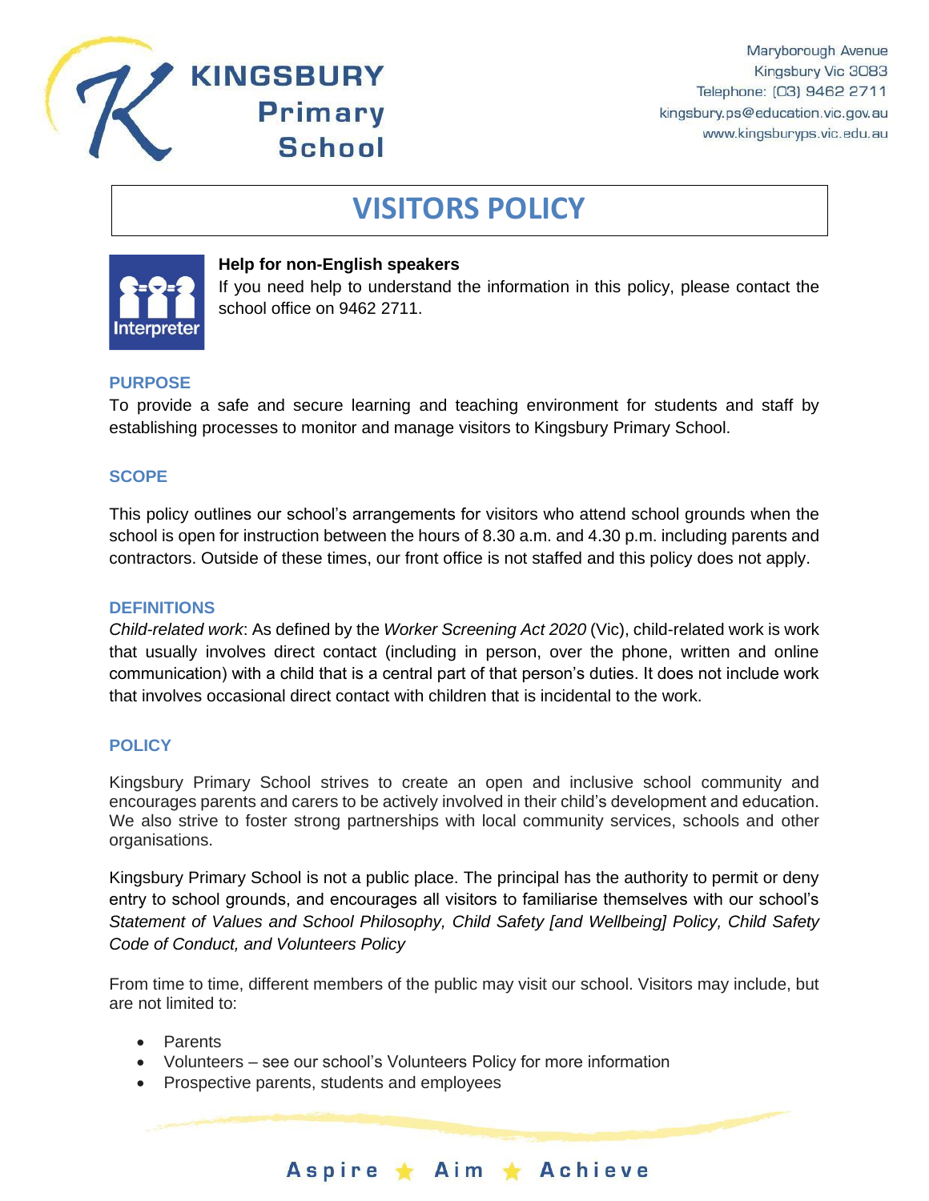# VISITORS POLICY

**Help for non-English speakers**
If you need help to understand the information in this policy, please contact the school office on 9462 2711.

## PURPOSE

To provide a safe and secure learning and teaching environment for students and staff by establishing processes to monitor and manage visitors to Kingsbury Primary School.

## SCOPE

This policy outlines our school's arrangements for visitors who attend school grounds when the school is open for instruction between the hours of 8.30 a.m. and 4.30 p.m. including parents and contractors. Outside of these times, our front office is not staffed and this policy does not apply.

## DEFINITIONS

*Child-related work*: As defined by the *Worker Screening Act 2020* (Vic), child-related work is work that usually involves direct contact (including in person, over the phone, written and online communication) with a child that is a central part of that person's duties. It does not include work that involves occasional direct contact with children that is incidental to the work.

## POLICY

Kingsbury Primary School strives to create an open and inclusive school community and encourages parents and carers to be actively involved in their child's development and education. We also strive to foster strong partnerships with local community services, schools and other organisations.

Kingsbury Primary School is not a public place. The principal has the authority to permit or deny entry to school grounds, and encourages all visitors to familiarise themselves with our school's *Statement of Values and School Philosophy, Child Safety [and Wellbeing] Policy, Child Safety Code of Conduct, and Volunteers Policy*

From time to time, different members of the public may visit our school. Visitors may include, but are not limited to:

- Parents
- Volunteers – see our school's Volunteers Policy for more information
- Prospective parents, students and employees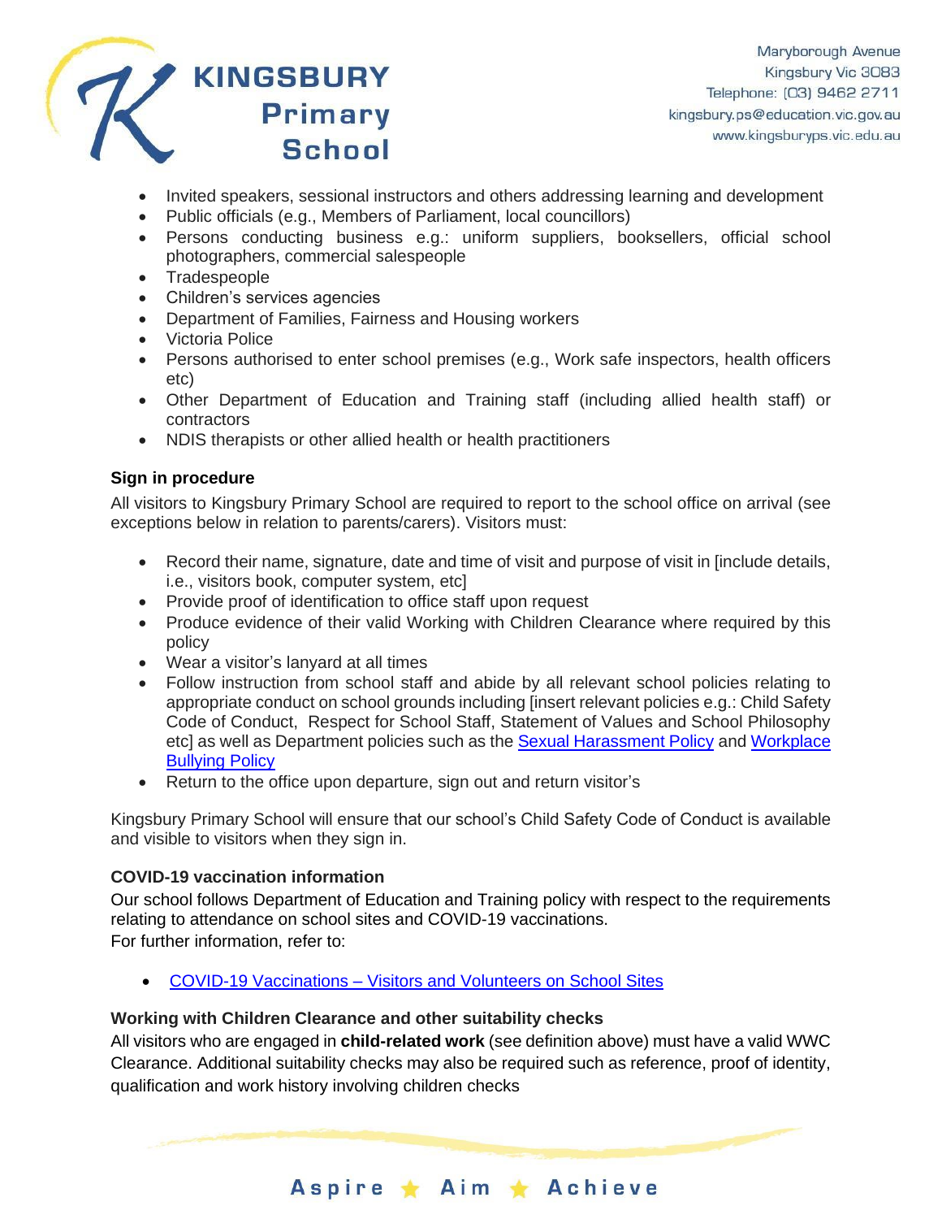- Invited speakers, sessional instructors and others addressing learning and development
- Public officials (e.g., Members of Parliament, local councillors)
- Persons conducting business e.g.: uniform suppliers, booksellers, official school photographers, commercial salespeople
- Tradespeople
- Children's services agencies
- Department of Families, Fairness and Housing workers
- Victoria Police
- Persons authorised to enter school premises (e.g., Work safe inspectors, health officers etc)
- Other Department of Education and Training staff (including allied health staff) or contractors
- NDIS therapists or other allied health or health practitioners

**Sign in procedure**

All visitors to Kingsbury Primary School are required to report to the school office on arrival (see exceptions below in relation to parents/carers). Visitors must:

- Record their name, signature, date and time of visit and purpose of visit in [include details, i.e., visitors book, computer system, etc]
- Provide proof of identification to office staff upon request
- Produce evidence of their valid Working with Children Clearance where required by this policy
- Wear a visitor's lanyard at all times
- Follow instruction from school staff and abide by all relevant school policies relating to appropriate conduct on school grounds including [insert relevant policies e.g.: Child Safety Code of Conduct, Respect for School Staff, Statement of Values and School Philosophy etc] as well as Department policies such as the Sexual Harassment Policy and Workplace Bullying Policy
- Return to the office upon departure, sign out and return visitor's

Kingsbury Primary School will ensure that our school's Child Safety Code of Conduct is available and visible to visitors when they sign in.

**COVID-19 vaccination information**

Our school follows Department of Education and Training policy with respect to the requirements relating to attendance on school sites and COVID-19 vaccinations.
For further information, refer to:

- COVID-19 Vaccinations – Visitors and Volunteers on School Sites

**Working with Children Clearance and other suitability checks**

All visitors who are engaged in **child-related work** (see definition above) must have a valid WWC Clearance. Additional suitability checks may also be required such as reference, proof of identity, qualification and work history involving children checks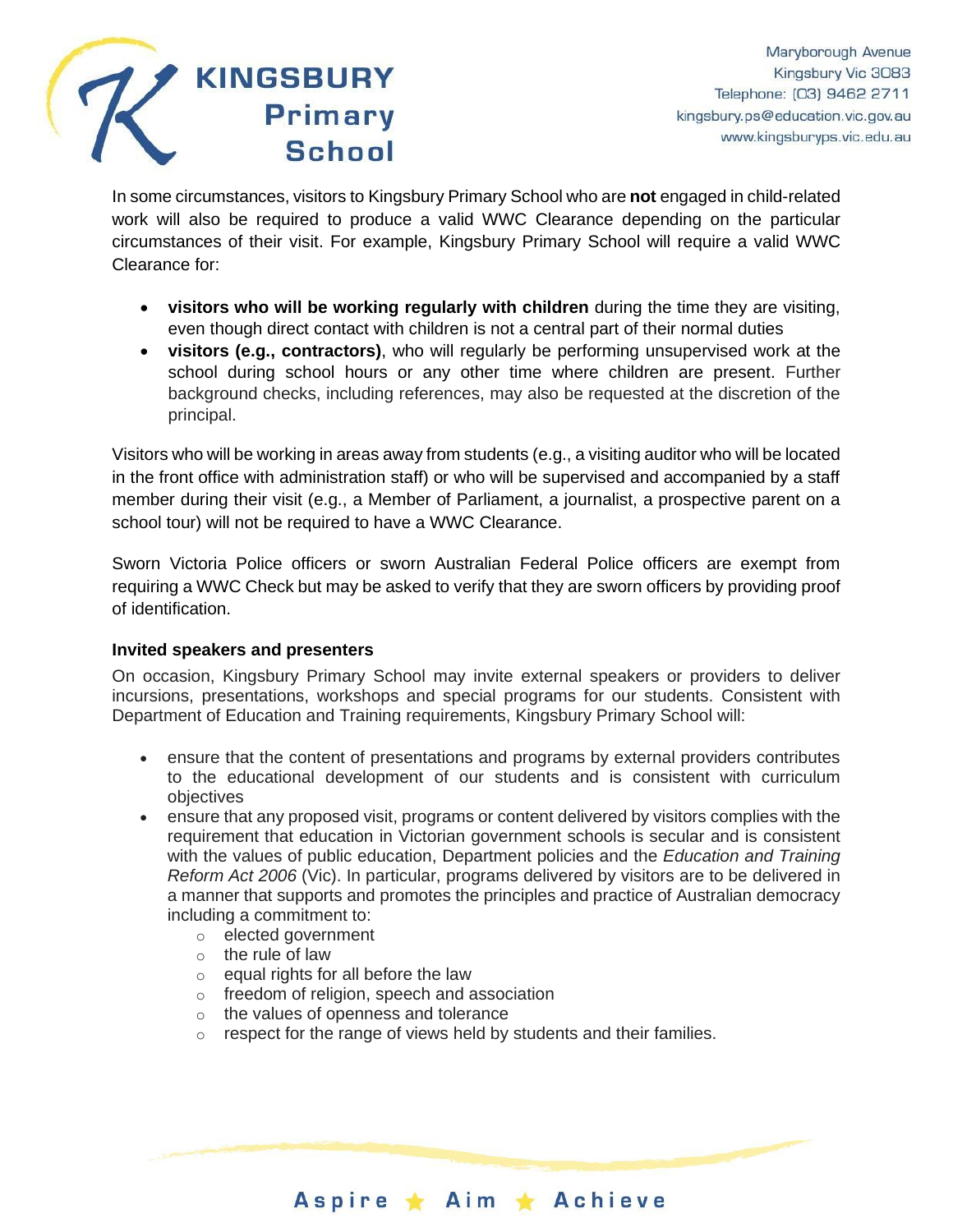In some circumstances, visitors to Kingsbury Primary School who are **not** engaged in child-related work will also be required to produce a valid WWC Clearance depending on the particular circumstances of their visit. For example, Kingsbury Primary School will require a valid WWC Clearance for:

- **visitors who will be working regularly with children** during the time they are visiting, even though direct contact with children is not a central part of their normal duties
- **visitors (e.g., contractors)**, who will regularly be performing unsupervised work at the school during school hours or any other time where children are present. Further background checks, including references, may also be requested at the discretion of the principal.

Visitors who will be working in areas away from students (e.g., a visiting auditor who will be located in the front office with administration staff) or who will be supervised and accompanied by a staff member during their visit (e.g., a Member of Parliament, a journalist, a prospective parent on a school tour) will not be required to have a WWC Clearance.

Sworn Victoria Police officers or sworn Australian Federal Police officers are exempt from requiring a WWC Check but may be asked to verify that they are sworn officers by providing proof of identification.

**Invited speakers and presenters**

On occasion, Kingsbury Primary School may invite external speakers or providers to deliver incursions, presentations, workshops and special programs for our students. Consistent with Department of Education and Training requirements, Kingsbury Primary School will:

- ensure that the content of presentations and programs by external providers contributes to the educational development of our students and is consistent with curriculum objectives
- ensure that any proposed visit, programs or content delivered by visitors complies with the requirement that education in Victorian government schools is secular and is consistent with the values of public education, Department policies and the *Education and Training Reform Act 2006* (Vic). In particular, programs delivered by visitors are to be delivered in a manner that supports and promotes the principles and practice of Australian democracy including a commitment to:
    - elected government
    - the rule of law
    - equal rights for all before the law
    - freedom of religion, speech and association
    - the values of openness and tolerance
    - respect for the range of views held by students and their families.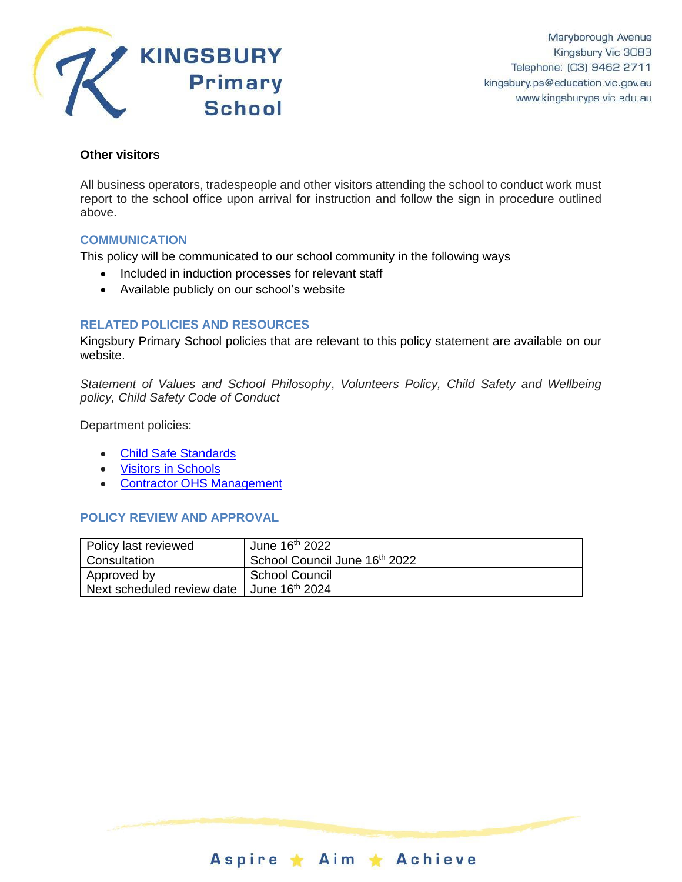**Other visitors**

All business operators, tradespeople and other visitors attending the school to conduct work must report to the school office upon arrival for instruction and follow the sign in procedure outlined above.

## COMMUNICATION

This policy will be communicated to our school community in the following ways

- Included in induction processes for relevant staff
- Available publicly on our school's website

## RELATED POLICIES AND RESOURCES

Kingsbury Primary School policies that are relevant to this policy statement are available on our website.

*Statement of Values and School Philosophy*, *Volunteers Policy, Child Safety and Wellbeing policy, Child Safety Code of Conduct*

Department policies:

- [Child Safe Standards]
- [Visitors in Schools]
- [Contractor OHS Management]

## POLICY REVIEW AND APPROVAL

| | |
|---|---|
| Policy last reviewed | June 16th 2022 |
| Consultation | School Council June 16th 2022 |
| Approved by | School Council |
| Next scheduled review date | June 16th 2024 |